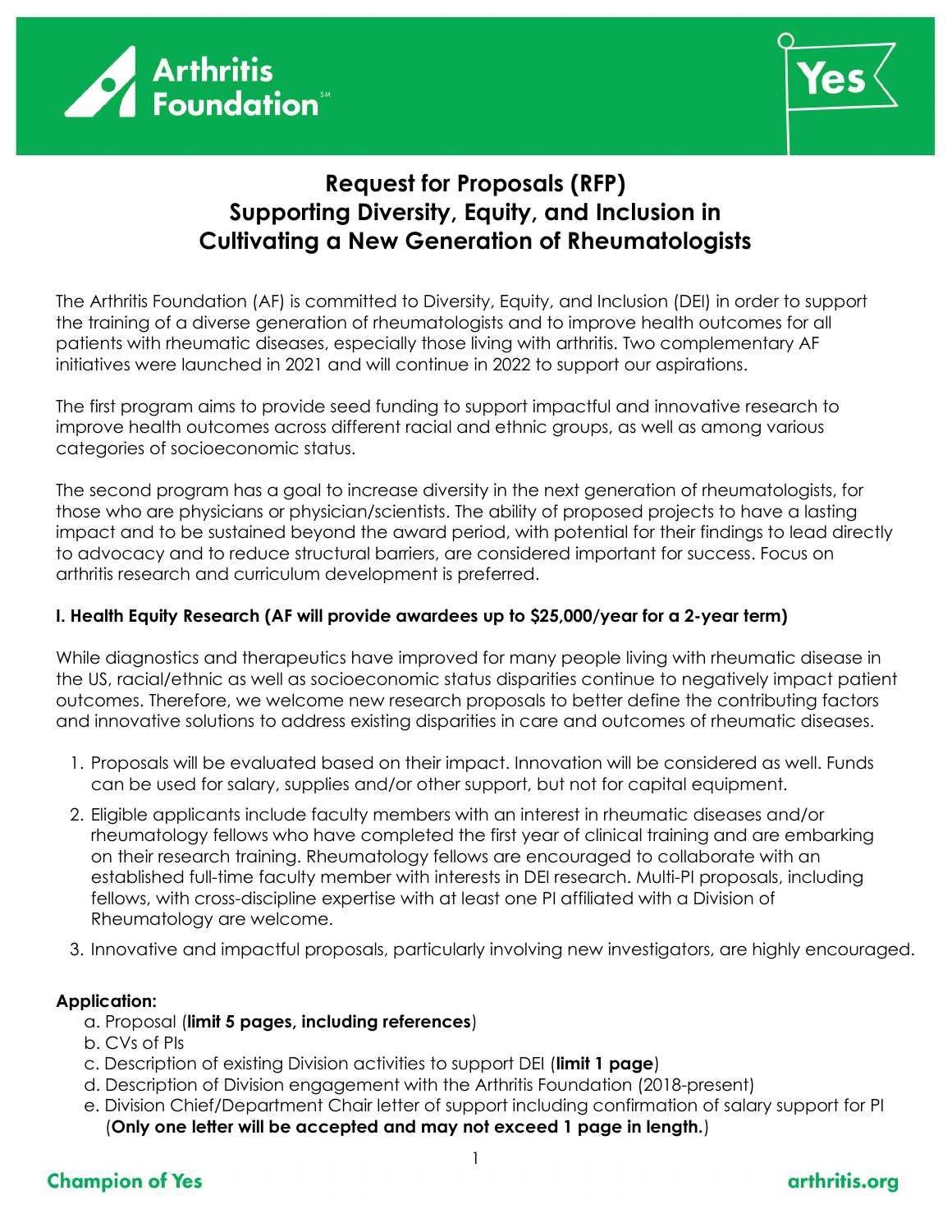# Request for Proposals (RFP) Supporting Diversity, Equity, and Inclusion in Cultivating a New Generation of Rheumatologists

The Arthritis Foundation (AF) is committed to Diversity, Equity, and Inclusion (DEI) in order to support the training of a diverse generation of rheumatologists and to improve health outcomes for all patients with rheumatic diseases, especially those living with arthritis. Two complementary AF initiatives were launched in 2021 and will continue in 2022 to support our aspirations.

The first program aims to provide seed funding to support impactful and innovative research to improve health outcomes across different racial and ethnic groups, as well as among various categories of socioeconomic status.

The second program has a goal to increase diversity in the next generation of rheumatologists, for those who are physicians or physician/scientists. The ability of proposed projects to have a lasting impact and to be sustained beyond the award period, with potential for their findings to lead directly to advocacy and to reduce structural barriers, are considered important for success. Focus on arthritis research and curriculum development is preferred.

### I. Health Equity Research (AF will provide awardees up to $25,000/year for a 2-year term)

While diagnostics and therapeutics have improved for many people living with rheumatic disease in the US, racial/ethnic as well as socioeconomic status disparities continue to negatively impact patient outcomes. Therefore, we welcome new research proposals to better define the contributing factors and innovative solutions to address existing disparities in care and outcomes of rheumatic diseases.

1. Proposals will be evaluated based on their impact. Innovation will be considered as well. Funds can be used for salary, supplies and/or other support, but not for capital equipment.
2. Eligible applicants include faculty members with an interest in rheumatic diseases and/or rheumatology fellows who have completed the first year of clinical training and are embarking on their research training. Rheumatology fellows are encouraged to collaborate with an established full-time faculty member with interests in DEI research. Multi-PI proposals, including fellows, with cross-discipline expertise with at least one PI affiliated with a Division of Rheumatology are welcome.
3. Innovative and impactful proposals, particularly involving new investigators, are highly encouraged.

**Application:**

a. Proposal (**limit 5 pages, including references**)
b. CVs of PIs
c. Description of existing Division activities to support DEI (**limit 1 page**)
d. Description of Division engagement with the Arthritis Foundation (2018-present)
e. Division Chief/Department Chair letter of support including confirmation of salary support for PI (**Only one letter will be accepted and may not exceed 1 page in length.**)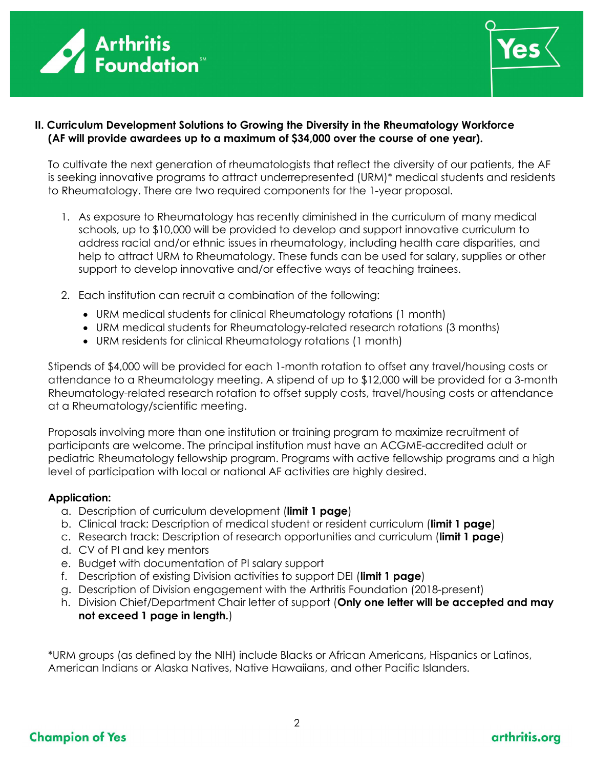## II. Curriculum Development Solutions to Growing the Diversity in the Rheumatology Workforce (AF will provide awardees up to a maximum of $34,000 over the course of one year).

To cultivate the next generation of rheumatologists that reflect the diversity of our patients, the AF is seeking innovative programs to attract underrepresented (URM)* medical students and residents to Rheumatology. There are two required components for the 1-year proposal.

1. As exposure to Rheumatology has recently diminished in the curriculum of many medical schools, up to $10,000 will be provided to develop and support innovative curriculum to address racial and/or ethnic issues in rheumatology, including health care disparities, and help to attract URM to Rheumatology. These funds can be used for salary, supplies or other support to develop innovative and/or effective ways of teaching trainees.

2. Each institution can recruit a combination of the following:
   - URM medical students for clinical Rheumatology rotations (1 month)
   - URM medical students for Rheumatology-related research rotations (3 months)
   - URM residents for clinical Rheumatology rotations (1 month)

Stipends of $4,000 will be provided for each 1-month rotation to offset any travel/housing costs or attendance to a Rheumatology meeting. A stipend of up to $12,000 will be provided for a 3-month Rheumatology-related research rotation to offset supply costs, travel/housing costs or attendance at a Rheumatology/scientific meeting.

Proposals involving more than one institution or training program to maximize recruitment of participants are welcome. The principal institution must have an ACGME-accredited adult or pediatric Rheumatology fellowship program. Programs with active fellowship programs and a high level of participation with local or national AF activities are highly desired.

**Application:**

a. Description of curriculum development (**limit 1 page**)
b. Clinical track: Description of medical student or resident curriculum (**limit 1 page**)
c. Research track: Description of research opportunities and curriculum (**limit 1 page**)
d. CV of PI and key mentors
e. Budget with documentation of PI salary support
f. Description of existing Division activities to support DEI (**limit 1 page**)
g. Description of Division engagement with the Arthritis Foundation (2018-present)
h. Division Chief/Department Chair letter of support (**Only one letter will be accepted and may not exceed 1 page in length.**)

*URM groups (as defined by the NIH) include Blacks or African Americans, Hispanics or Latinos, American Indians or Alaska Natives, Native Hawaiians, and other Pacific Islanders.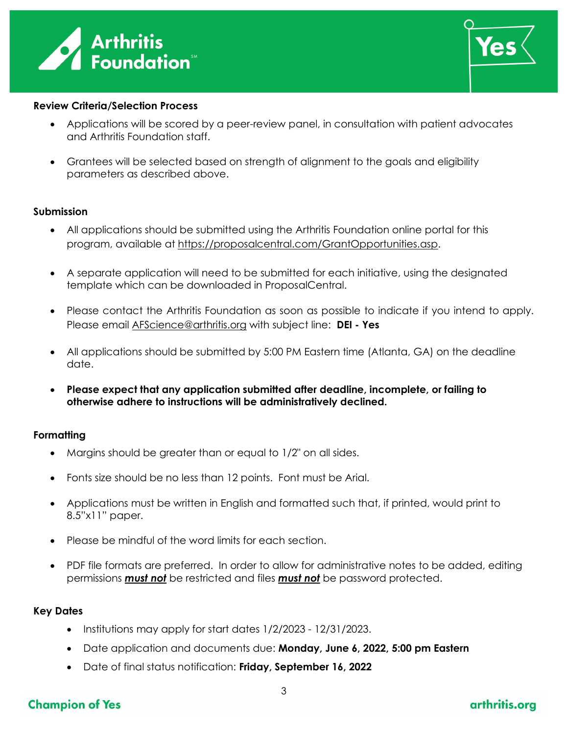**Review Criteria/Selection Process**

- Applications will be scored by a peer-review panel, in consultation with patient advocates and Arthritis Foundation staff.
- Grantees will be selected based on strength of alignment to the goals and eligibility parameters as described above.

**Submission**

- All applications should be submitted using the Arthritis Foundation online portal for this program, available at https://proposalcentral.com/GrantOpportunities.asp.
- A separate application will need to be submitted for each initiative, using the designated template which can be downloaded in ProposalCentral.
- Please contact the Arthritis Foundation as soon as possible to indicate if you intend to apply. Please email AFScience@arthritis.org with subject line: **DEI - Yes**
- All applications should be submitted by 5:00 PM Eastern time (Atlanta, GA) on the deadline date.
- **Please expect that any application submitted after deadline, incomplete, or failing to otherwise adhere to instructions will be administratively declined.**

**Formatting**

- Margins should be greater than or equal to 1/2" on all sides.
- Fonts size should be no less than 12 points. Font must be Arial.
- Applications must be written in English and formatted such that, if printed, would print to 8.5"x11" paper.
- Please be mindful of the word limits for each section.
- PDF file formats are preferred. In order to allow for administrative notes to be added, editing permissions ***must not*** be restricted and files ***must not*** be password protected.

**Key Dates**

- Institutions may apply for start dates 1/2/2023 - 12/31/2023.
- Date application and documents due: **Monday, June 6, 2022, 5:00 pm Eastern**
- Date of final status notification: **Friday, September 16, 2022**